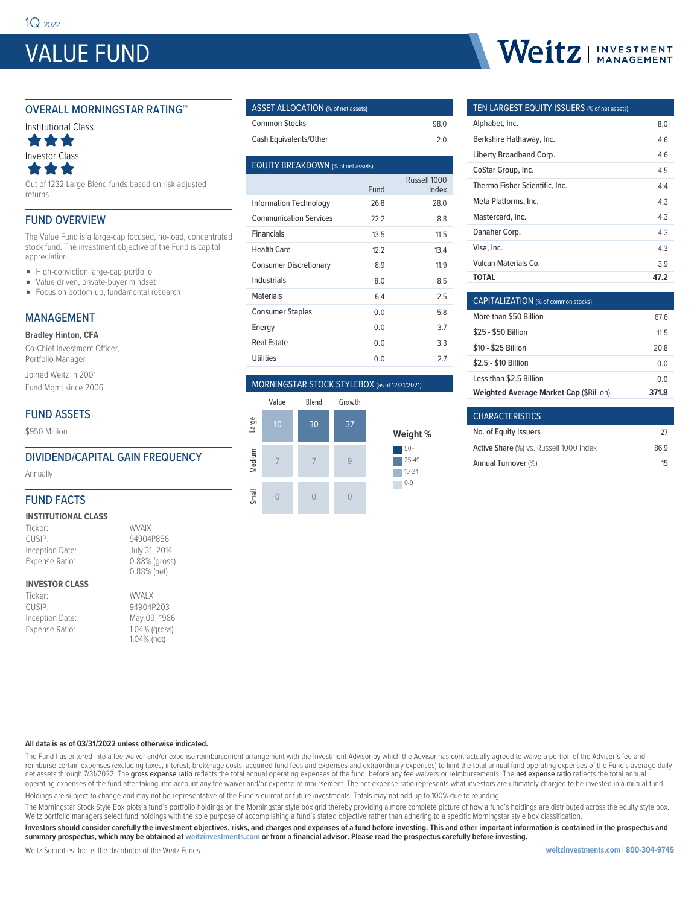1Q 2022

# VALUE FUND

Weitz | INVESTMENT MANAGEMENT

## OVERALL MORNINGSTAR RATING™

Institutional Class

★★★

Investor Class

★★★

Out of 1232 Large Blend funds based on risk adjusted returns.

## FUND OVERVIEW

The Value Fund is a large-cap focused, no-load, concentrated stock fund. The investment objective of the Fund is capital appreciation.

- High-conviction large-cap portfolio
- Value driven, private-buyer mindset
- Focus on bottom-up, fundamental research

## MANAGEMENT

**Bradley Hinton, CFA**

Co-Chief Investment Officer, Portfolio Manager

Joined Weitz in 2001

Fund Mgmt since 2006

## FUND ASSETS

$950 Million

## DIVIDEND/CAPITAL GAIN FREQUENCY

Annually

## FUND FACTS

### INSTITUTIONAL CLASS

| | |
|---|---|
| Ticker: | WVAIX |
| CUSIP: | 94904P856 |
| Inception Date: | July 31, 2014 |
| Expense Ratio: | 0.88% (gross) 0.88% (net) |

### INVESTOR CLASS

| | |
|---|---|
| Ticker: | WVALX |
| CUSIP: | 94904P203 |
| Inception Date: | May 09, 1986 |
| Expense Ratio: | 1.04% (gross) 1.04% (net) |

## ASSET ALLOCATION (% of net assets)

| | |
|---|---|
| Common Stocks | 98.0 |
| Cash Equivalents/Other | 2.0 |

## EQUITY BREAKDOWN (% of net assets)

| | Fund | Russell 1000 Index |
|---|---|---|
| Information Technology | 26.8 | 28.0 |
| Communication Services | 22.2 | 8.8 |
| Financials | 13.5 | 11.5 |
| Health Care | 12.2 | 13.4 |
| Consumer Discretionary | 8.9 | 11.9 |
| Industrials | 8.0 | 8.5 |
| Materials | 6.4 | 2.5 |
| Consumer Staples | 0.0 | 5.8 |
| Energy | 0.0 | 3.7 |
| Real Estate | 0.0 | 3.3 |
| Utilities | 0.0 | 2.7 |

## MORNINGSTAR STOCK STYLEBOX (as of 12/31/2021)

| | Value | Blend | Growth |
|---|---|---|---|
| Large | 10 | 30 | 37 |
| Medium | 7 | 7 | 9 |
| Small | 0 | 0 | 0 |

Weight %: 50+ | 25-49 | 10-24 | 0-9

## TEN LARGEST EQUITY ISSUERS (% of net assets)

| | |
|---|---|
| Alphabet, Inc. | 8.0 |
| Berkshire Hathaway, Inc. | 4.6 |
| Liberty Broadband Corp. | 4.6 |
| CoStar Group, Inc. | 4.5 |
| Thermo Fisher Scientific, Inc. | 4.4 |
| Meta Platforms, Inc. | 4.3 |
| Mastercard, Inc. | 4.3 |
| Danaher Corp. | 4.3 |
| Visa, Inc. | 4.3 |
| Vulcan Materials Co. | 3.9 |
| **TOTAL** | **47.2** |

## CAPITALIZATION (% of common stocks)

| | |
|---|---|
| More than $50 Billion | 67.6 |
| $25 - $50 Billion | 11.5 |
| $10 - $25 Billion | 20.8 |
| $2.5 - $10 Billion | 0.0 |
| Less than $2.5 Billion | 0.0 |
| **Weighted Average Market Cap** ($Billion) | **371.8** |

## CHARACTERISTICS

| | |
|---|---|
| No. of Equity Issuers | 27 |
| Active Share (%) vs. Russell 1000 Index | 86.9 |
| Annual Turnover (%) | 15 |

**All data is as of 03/31/2022 unless otherwise indicated.**

The Fund has entered into a fee waiver and/or expense reimbursement arrangement with the Investment Advisor by which the Advisor has contractually agreed to waive a portion of the Advisor's fee and reimburse certain expenses (excluding taxes, interest, brokerage costs, acquired fund fees and expenses and extraordinary expenses) to limit the total annual fund operating expenses of the Fund's average daily net assets through 7/31/2022. The **gross expense ratio** reflects the total annual operating expenses of the fund, before any fee waivers or reimbursements. The **net expense ratio** reflects the total annual operating expenses of the fund after taking into account any fee waiver and/or expense reimbursement. The net expense ratio represents what investors are ultimately charged to be invested in a mutual fund.

Holdings are subject to change and may not be representative of the Fund's current or future investments. Totals may not add up to 100% due to rounding.

The Morningstar Stock Style Box plots a fund's portfolio holdings on the Morningstar style box grid thereby providing a more complete picture of how a fund's holdings are distributed across the equity style box. Weitz portfolio managers select fund holdings with the sole purpose of accomplishing a fund's stated objective rather than adhering to a specific Morningstar style box classification.

**Investors should consider carefully the investment objectives, risks, and charges and expenses of a fund before investing. This and other important information is contained in the prospectus and summary prospectus, which may be obtained at weitzinvestments.com or from a financial advisor. Please read the prospectus carefully before investing.**

Weitz Securities, Inc. is the distributor of the Weitz Funds.

weitzinvestments.com | 800-304-9745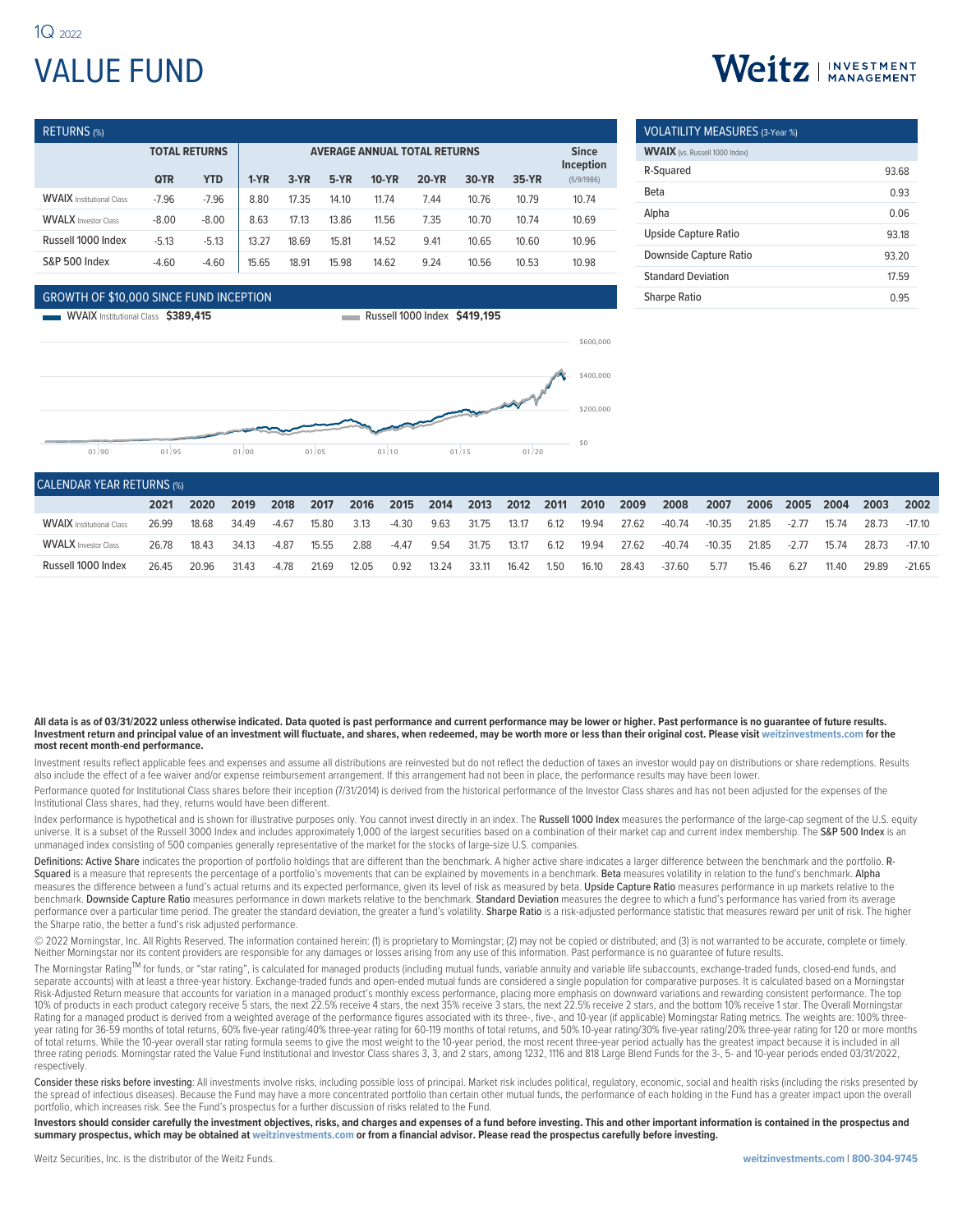1Q 2022

# VALUE FUND

Weitz | INVESTMENT MANAGEMENT

## RETURNS (%)

| | TOTAL RETURNS | | AVERAGE ANNUAL TOTAL RETURNS | | | | | | | | Since Inception |
|---|---|---|---|---|---|---|---|---|---|---|---|
| | QTR | YTD | 1-YR | 3-YR | 5-YR | 10-YR | 20-YR | 30-YR | 35-YR | | (5/9/1986) |
| WVAIX Institutional Class | -7.96 | -7.96 | 8.80 | 17.35 | 14.10 | 11.74 | 7.44 | 10.76 | 10.79 | | 10.74 |
| WVALX Investor Class | -8.00 | -8.00 | 8.63 | 17.13 | 13.86 | 11.56 | 7.35 | 10.70 | 10.74 | | 10.69 |
| Russell 1000 Index | -5.13 | -5.13 | 13.27 | 18.69 | 15.81 | 14.52 | 9.41 | 10.65 | 10.60 | | 10.96 |
| S&P 500 Index | -4.60 | -4.60 | 15.65 | 18.91 | 15.98 | 14.62 | 9.24 | 10.56 | 10.53 | | 10.98 |

## VOLATILITY MEASURES (3-Year %)

| WVAIX (vs. Russell 1000 Index) | |
|---|---|
| R-Squared | 93.68 |
| Beta | 0.93 |
| Alpha | 0.06 |
| Upside Capture Ratio | 93.18 |
| Downside Capture Ratio | 93.20 |
| Standard Deviation | 17.59 |
| Sharpe Ratio | 0.95 |

## GROWTH OF $10,000 SINCE FUND INCEPTION

WVAIX Institutional Class **$389,415**

Russell 1000 Index **$419,195**

$600,000
$400,000
$200,000
$0

01/90 01/95 01/00 01/05 01/10 01/15 01/20

## CALENDAR YEAR RETURNS (%)

| | 2021 | 2020 | 2019 | 2018 | 2017 | 2016 | 2015 | 2014 | 2013 | 2012 | 2011 | 2010 | 2009 | 2008 | 2007 | 2006 | 2005 | 2004 | 2003 | 2002 |
|---|---|---|---|---|---|---|---|---|---|---|---|---|---|---|---|---|---|---|---|---|
| WVAIX Institutional Class | 26.99 | 18.68 | 34.49 | -4.67 | 15.80 | 3.13 | -4.30 | 9.63 | 31.75 | 13.17 | 6.12 | 19.94 | 27.62 | -40.74 | -10.35 | 21.85 | -2.77 | 15.74 | 28.73 | -17.10 |
| WVALX Investor Class | 26.78 | 18.43 | 34.13 | -4.87 | 15.55 | 2.88 | -4.47 | 9.54 | 31.75 | 13.17 | 6.12 | 19.94 | 27.62 | -40.74 | -10.35 | 21.85 | -2.77 | 15.74 | 28.73 | -17.10 |
| Russell 1000 Index | 26.45 | 20.96 | 31.43 | -4.78 | 21.69 | 12.05 | 0.92 | 13.24 | 33.11 | 16.42 | 1.50 | 16.10 | 28.43 | -37.60 | 5.77 | 15.46 | 6.27 | 11.40 | 29.89 | -21.65 |

**All data is as of 03/31/2022 unless otherwise indicated. Data quoted is past performance and current performance may be lower or higher. Past performance is no guarantee of future results. Investment return and principal value of an investment will fluctuate, and shares, when redeemed, may be worth more or less than their original cost. Please visit weitzinvestments.com for the most recent month-end performance.**

Investment results reflect applicable fees and expenses and assume all distributions are reinvested but do not reflect the deduction of taxes an investor would pay on distributions or share redemptions. Results also include the effect of a fee waiver and/or expense reimbursement arrangement. If this arrangement had not been in place, the performance results may have been lower.

Performance quoted for Institutional Class shares before their inception (7/31/2014) is derived from the historical performance of the Investor Class shares and has not been adjusted for the expenses of the Institutional Class shares, had they, returns would have been different.

Index performance is hypothetical and is shown for illustrative purposes only. You cannot invest directly in an index. The **Russell 1000 Index** measures the performance of the large-cap segment of the U.S. equity universe. It is a subset of the Russell 3000 Index and includes approximately 1,000 of the largest securities based on a combination of their market cap and current index membership. The **S&P 500 Index** is an unmanaged index consisting of 500 companies generally representative of the market for the stocks of large-size U.S. companies.

**Definitions: Active Share** indicates the proportion of portfolio holdings that are different than the benchmark. A higher active share indicates a larger difference between the benchmark and the portfolio. **R-Squared** is a measure that represents the percentage of a portfolio's movements that can be explained by movements in a benchmark. **Beta** measures volatility in relation to the fund's benchmark. **Alpha** measures the difference between a fund's actual returns and its expected performance, given its level of risk as measured by beta. **Upside Capture Ratio** measures performance in up markets relative to the benchmark. **Downside Capture Ratio** measures performance in down markets relative to the benchmark. **Standard Deviation** measures the degree to which a fund's performance has varied from its average performance over a particular time period. The greater the standard deviation, the greater a fund's volatility. **Sharpe Ratio** is a risk-adjusted performance statistic that measures reward per unit of risk. The higher the Sharpe ratio, the better a fund's risk adjusted performance.

© 2022 Morningstar, Inc. All Rights Reserved. The information contained herein: (1) is proprietary to Morningstar; (2) may not be copied or distributed; and (3) is not warranted to be accurate, complete or timely. Neither Morningstar nor its content providers are responsible for any damages or losses arising from any use of this information. Past performance is no guarantee of future results.

The Morningstar Rating™ for funds, or "star rating", is calculated for managed products (including mutual funds, variable annuity and variable life subaccounts, exchange-traded funds, closed-end funds, and separate accounts) with at least a three-year history. Exchange-traded funds and open-ended mutual funds are considered a single population for comparative purposes. It is calculated based on a Morningstar Risk-Adjusted Return measure that accounts for variation in a managed product's monthly excess performance, placing more emphasis on downward variations and rewarding consistent performance. The top 10% of products in each product category receive 5 stars, the next 22.5% receive 4 stars, the next 35% receive 3 stars, the next 22.5% receive 2 stars, and the bottom 10% receive 1 star. The Overall Morningstar Rating for a managed product is derived from a weighted average of the performance figures associated with its three-, five-, and 10-year (if applicable) Morningstar Rating metrics. The weights are: 100% three-year rating for 36-59 months of total returns, 60% five-year rating/40% three-year rating for 60-119 months of total returns, and 50% 10-year rating/30% five-year rating/20% three-year rating for 120 or more months of total returns. While the 10-year overall star rating formula seems to give the most weight to the 10-year period, the most recent three-year period actually has the greatest impact because it is included in all three rating periods. Morningstar rated the Value Fund Institutional and Investor Class shares 3, 3, and 2 stars, among 1232, 1116 and 818 Large Blend Funds for the 3-, 5- and 10-year periods ended 03/31/2022, respectively.

**Consider these risks before investing**: All investments involve risks, including possible loss of principal. Market risk includes political, regulatory, economic, social and health risks (including the risks presented by the spread of infectious diseases). Because the Fund may have a more concentrated portfolio than certain other mutual funds, the performance of each holding in the Fund has a greater impact upon the overall portfolio, which increases risk. See the Fund's prospectus for a further discussion of risks related to the Fund.

**Investors should consider carefully the investment objectives, risks, and charges and expenses of a fund before investing. This and other important information is contained in the prospectus and summary prospectus, which may be obtained at weitzinvestments.com or from a financial advisor. Please read the prospectus carefully before investing.**

Weitz Securities, Inc. is the distributor of the Weitz Funds.

weitzinvestments.com | 800-304-9745